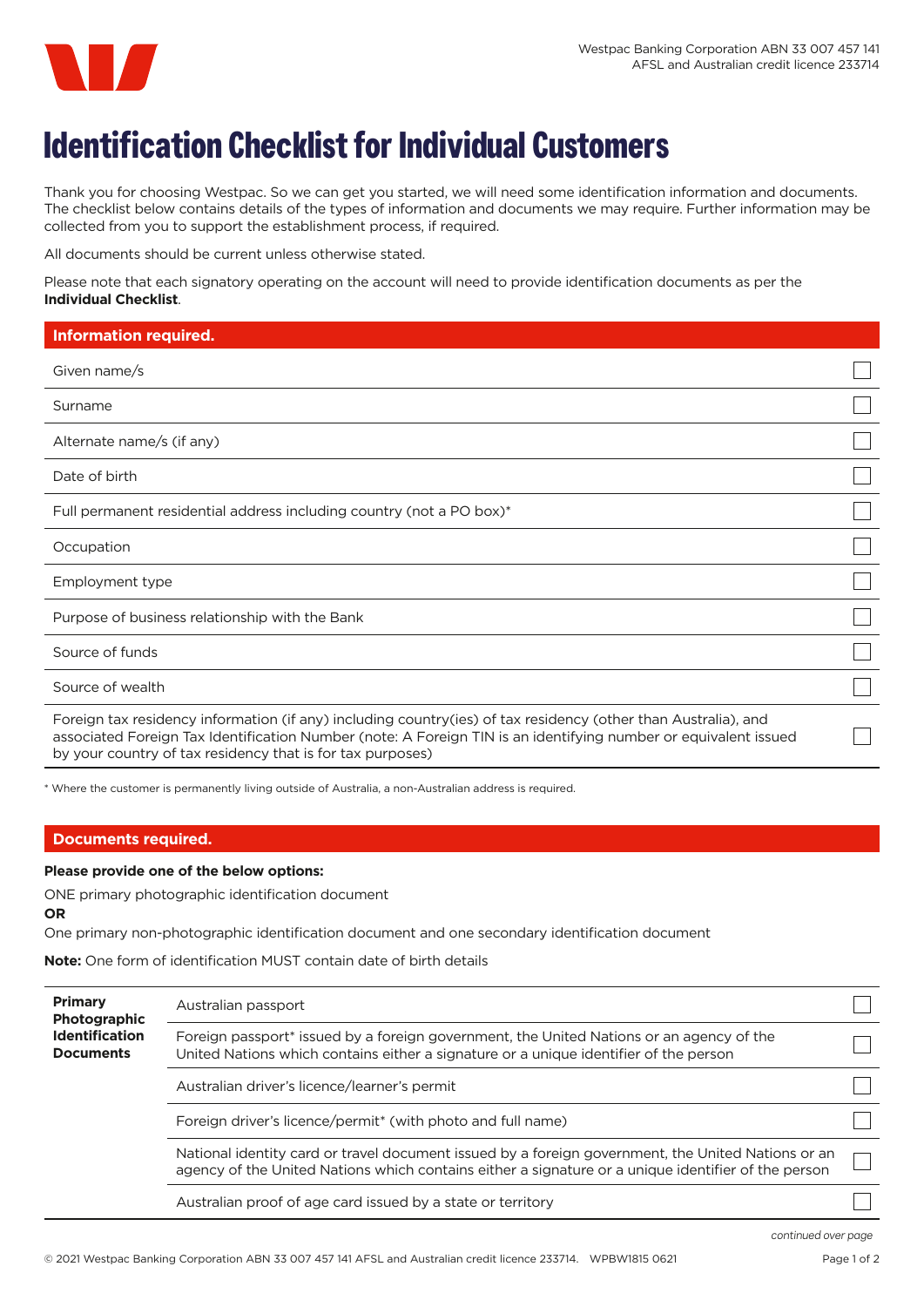Westpac Banking Corporation ABN 33 007 457 141
AFSL and Australian credit licence 233714

# Identification Checklist for Individual Customers

Thank you for choosing Westpac. So we can get you started, we will need some identification information and documents. The checklist below contains details of the types of information and documents we may require. Further information may be collected from you to support the establishment process, if required.

All documents should be current unless otherwise stated.

Please note that each signatory operating on the account will need to provide identification documents as per the **Individual Checklist**.

| Information required. | |
|---|---|
| Given name/s | ☐ |
| Surname | ☐ |
| Alternate name/s (if any) | ☐ |
| Date of birth | ☐ |
| Full permanent residential address including country (not a PO box)* | ☐ |
| Occupation | ☐ |
| Employment type | ☐ |
| Purpose of business relationship with the Bank | ☐ |
| Source of funds | ☐ |
| Source of wealth | ☐ |
| Foreign tax residency information (if any) including country(ies) of tax residency (other than Australia), and associated Foreign Tax Identification Number (note: A Foreign TIN is an identifying number or equivalent issued by your country of tax residency that is for tax purposes) | ☐ |

* Where the customer is permanently living outside of Australia, a non-Australian address is required.

## Documents required.

**Please provide one of the below options:**

ONE primary photographic identification document

**OR**

One primary non-photographic identification document and one secondary identification document

**Note:** One form of identification MUST contain date of birth details

| | | |
|---|---|---|
| **Primary Photographic Identification Documents** | Australian passport | ☐ |
| | Foreign passport* issued by a foreign government, the United Nations or an agency of the United Nations which contains either a signature or a unique identifier of the person | ☐ |
| | Australian driver's licence/learner's permit | ☐ |
| | Foreign driver's licence/permit* (with photo and full name) | ☐ |
| | National identity card or travel document issued by a foreign government, the United Nations or an agency of the United Nations which contains either a signature or a unique identifier of the person | ☐ |
| | Australian proof of age card issued by a state or territory | ☐ |

*continued over page*

© 2021 Westpac Banking Corporation ABN 33 007 457 141 AFSL and Australian credit licence 233714. WPBW1815 0621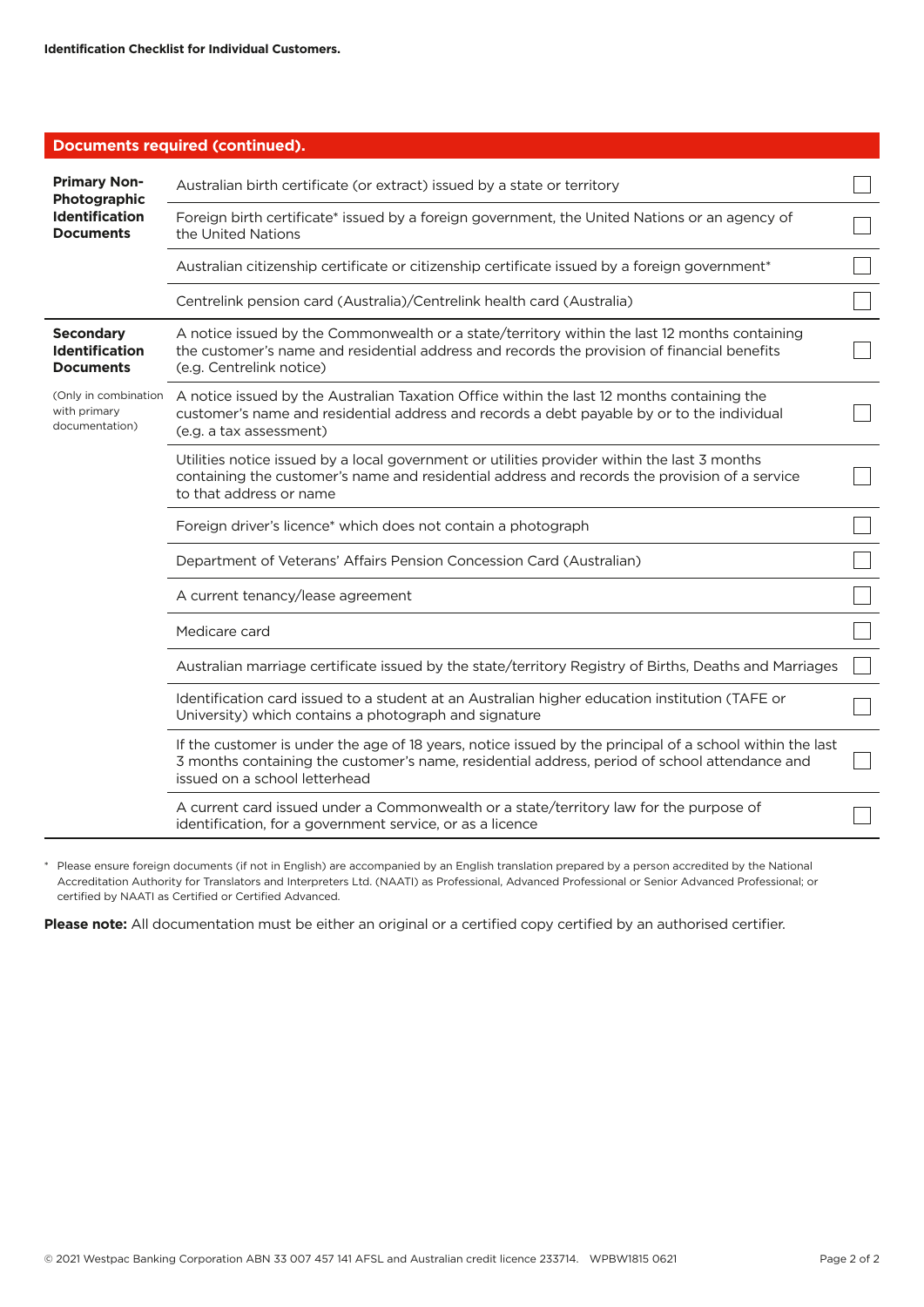**Identification Checklist for Individual Customers.**

## Documents required (continued).

| | | |
|---|---|---|
| **Primary Non-Photographic Identification Documents** | Australian birth certificate (or extract) issued by a state or territory | ☐ |
| | Foreign birth certificate* issued by a foreign government, the United Nations or an agency of the United Nations | ☐ |
| | Australian citizenship certificate or citizenship certificate issued by a foreign government* | ☐ |
| | Centrelink pension card (Australia)/Centrelink health card (Australia) | ☐ |
| **Secondary Identification Documents** (Only in combination with primary documentation) | A notice issued by the Commonwealth or a state/territory within the last 12 months containing the customer's name and residential address and records the provision of financial benefits (e.g. Centrelink notice) | ☐ |
| | A notice issued by the Australian Taxation Office within the last 12 months containing the customer's name and residential address and records a debt payable by or to the individual (e.g. a tax assessment) | ☐ |
| | Utilities notice issued by a local government or utilities provider within the last 3 months containing the customer's name and residential address and records the provision of a service to that address or name | ☐ |
| | Foreign driver's licence* which does not contain a photograph | ☐ |
| | Department of Veterans' Affairs Pension Concession Card (Australian) | ☐ |
| | A current tenancy/lease agreement | ☐ |
| | Medicare card | ☐ |
| | Australian marriage certificate issued by the state/territory Registry of Births, Deaths and Marriages | ☐ |
| | Identification card issued to a student at an Australian higher education institution (TAFE or University) which contains a photograph and signature | ☐ |
| | If the customer is under the age of 18 years, notice issued by the principal of a school within the last 3 months containing the customer's name, residential address, period of school attendance and issued on a school letterhead | ☐ |
| | A current card issued under a Commonwealth or a state/territory law for the purpose of identification, for a government service, or as a licence | ☐ |

\* Please ensure foreign documents (if not in English) are accompanied by an English translation prepared by a person accredited by the National Accreditation Authority for Translators and Interpreters Ltd. (NAATI) as Professional, Advanced Professional or Senior Advanced Professional; or certified by NAATI as Certified or Certified Advanced.

**Please note:** All documentation must be either an original or a certified copy certified by an authorised certifier.

© 2021 Westpac Banking Corporation ABN 33 007 457 141 AFSL and Australian credit licence 233714. WPBW1815 0621